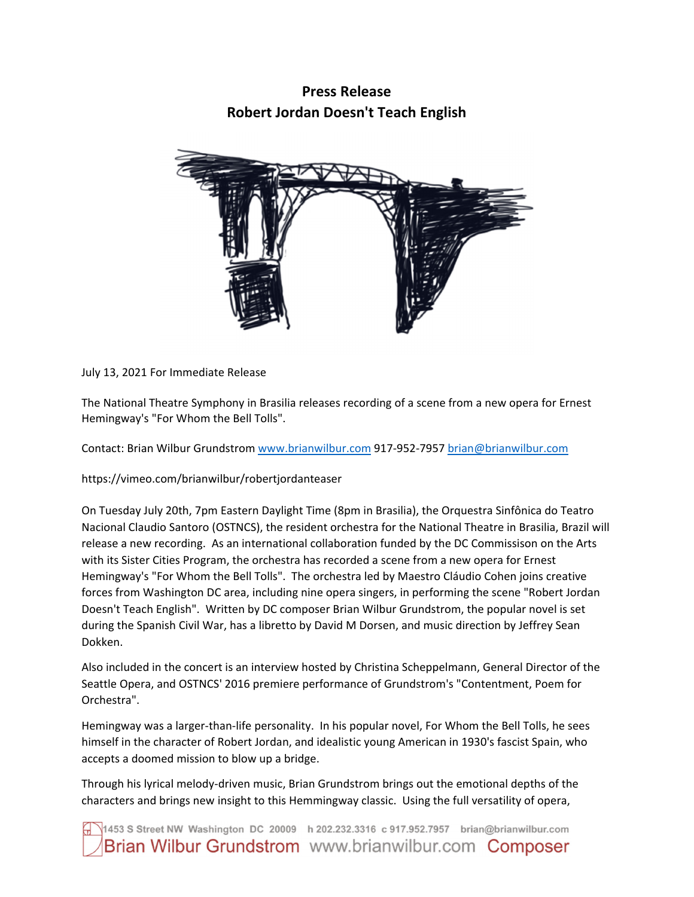# Press Release
## Robert Jordan Doesn't Teach English

July 13, 2021 For Immediate Release

The National Theatre Symphony in Brasilia releases recording of a scene from a new opera for Ernest Hemingway's "For Whom the Bell Tolls".

Contact: Brian Wilbur Grundstrom [www.brianwilbur.com](http://www.brianwilbur.com) 917-952-7957 [brian@brianwilbur.com](mailto:brian@brianwilbur.com)

https://vimeo.com/brianwilbur/robertjordanteaser

On Tuesday July 20th, 7pm Eastern Daylight Time (8pm in Brasilia), the Orquestra Sinfônica do Teatro Nacional Claudio Santoro (OSTNCS), the resident orchestra for the National Theatre in Brasilia, Brazil will release a new recording. As an international collaboration funded by the DC Commissons on the Arts with its Sister Cities Program, the orchestra has recorded a scene from a new opera for Ernest Hemingway's "For Whom the Bell Tolls". The orchestra led by Maestro Cláudio Cohen joins creative forces from Washington DC area, including nine opera singers, in performing the scene "Robert Jordan Doesn't Teach English". Written by DC composer Brian Wilbur Grundstrom, the popular novel is set during the Spanish Civil War, has a libretto by David M Dorsen, and music direction by Jeffrey Sean Dokken.

Also included in the concert is an interview hosted by Christina Scheppelmann, General Director of the Seattle Opera, and OSTNCS' 2016 premiere performance of Grundstrom's "Contentment, Poem for Orchestra".

Hemingway was a larger-than-life personality. In his popular novel, For Whom the Bell Tolls, he sees himself in the character of Robert Jordan, and idealistic young American in 1930's fascist Spain, who accepts a doomed mission to blow up a bridge.

Through his lyrical melody-driven music, Brian Grundstrom brings out the emotional depths of the characters and brings new insight to this Hemmingway classic. Using the full versatility of opera,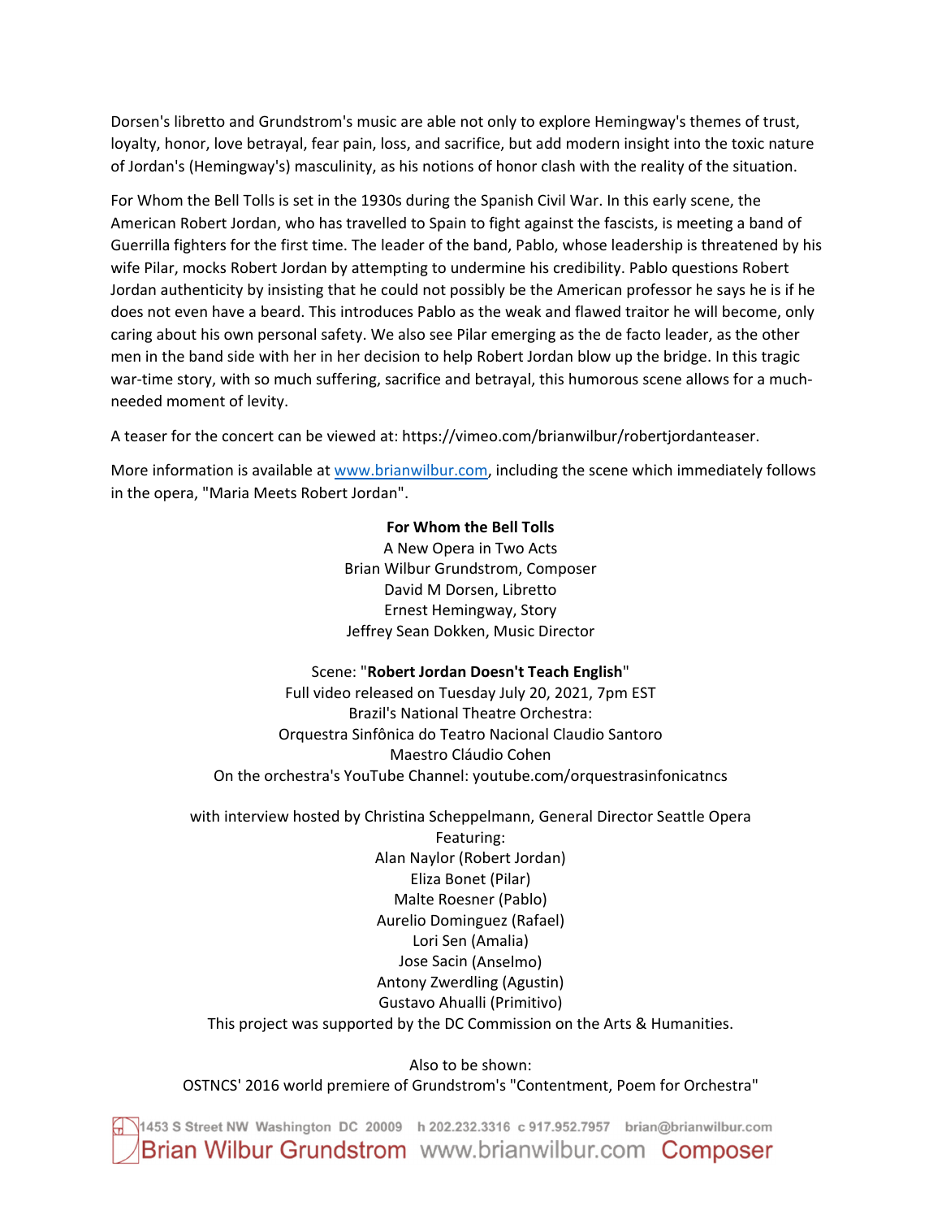Dorsen's libretto and Grundstrom's music are able not only to explore Hemingway's themes of trust, loyalty, honor, love betrayal, fear pain, loss, and sacrifice, but add modern insight into the toxic nature of Jordan's (Hemingway's) masculinity, as his notions of honor clash with the reality of the situation.

For Whom the Bell Tolls is set in the 1930s during the Spanish Civil War. In this early scene, the American Robert Jordan, who has travelled to Spain to fight against the fascists, is meeting a band of Guerrilla fighters for the first time. The leader of the band, Pablo, whose leadership is threatened by his wife Pilar, mocks Robert Jordan by attempting to undermine his credibility. Pablo questions Robert Jordan authenticity by insisting that he could not possibly be the American professor he says he is if he does not even have a beard. This introduces Pablo as the weak and flawed traitor he will become, only caring about his own personal safety. We also see Pilar emerging as the de facto leader, as the other men in the band side with her in her decision to help Robert Jordan blow up the bridge. In this tragic war-time story, with so much suffering, sacrifice and betrayal, this humorous scene allows for a much-needed moment of levity.

A teaser for the concert can be viewed at: https://vimeo.com/brianwilbur/robertjordanteaser.

More information is available at www.brianwilbur.com, including the scene which immediately follows in the opera, "Maria Meets Robert Jordan".

**For Whom the Bell Tolls**
A New Opera in Two Acts
Brian Wilbur Grundstrom, Composer
David M Dorsen, Libretto
Ernest Hemingway, Story
Jeffrey Sean Dokken, Music Director

Scene: "**Robert Jordan Doesn't Teach English**"
Full video released on Tuesday July 20, 2021, 7pm EST
Brazil's National Theatre Orchestra:
Orquestra Sinfônica do Teatro Nacional Claudio Santoro
Maestro Cláudio Cohen
On the orchestra's YouTube Channel: youtube.com/orquestrasinfonicatncs

with interview hosted by Christina Scheppelmann, General Director Seattle Opera
Featuring:
Alan Naylor (Robert Jordan)
Eliza Bonet (Pilar)
Malte Roesner (Pablo)
Aurelio Dominguez (Rafael)
Lori Sen (Amalia)
Jose Sacin (Anselmo)
Antony Zwerdling (Agustin)
Gustavo Ahualli (Primitivo)
This project was supported by the DC Commission on the Arts & Humanities.

Also to be shown:
OSTNCS' 2016 world premiere of Grundstrom's "Contentment, Poem for Orchestra"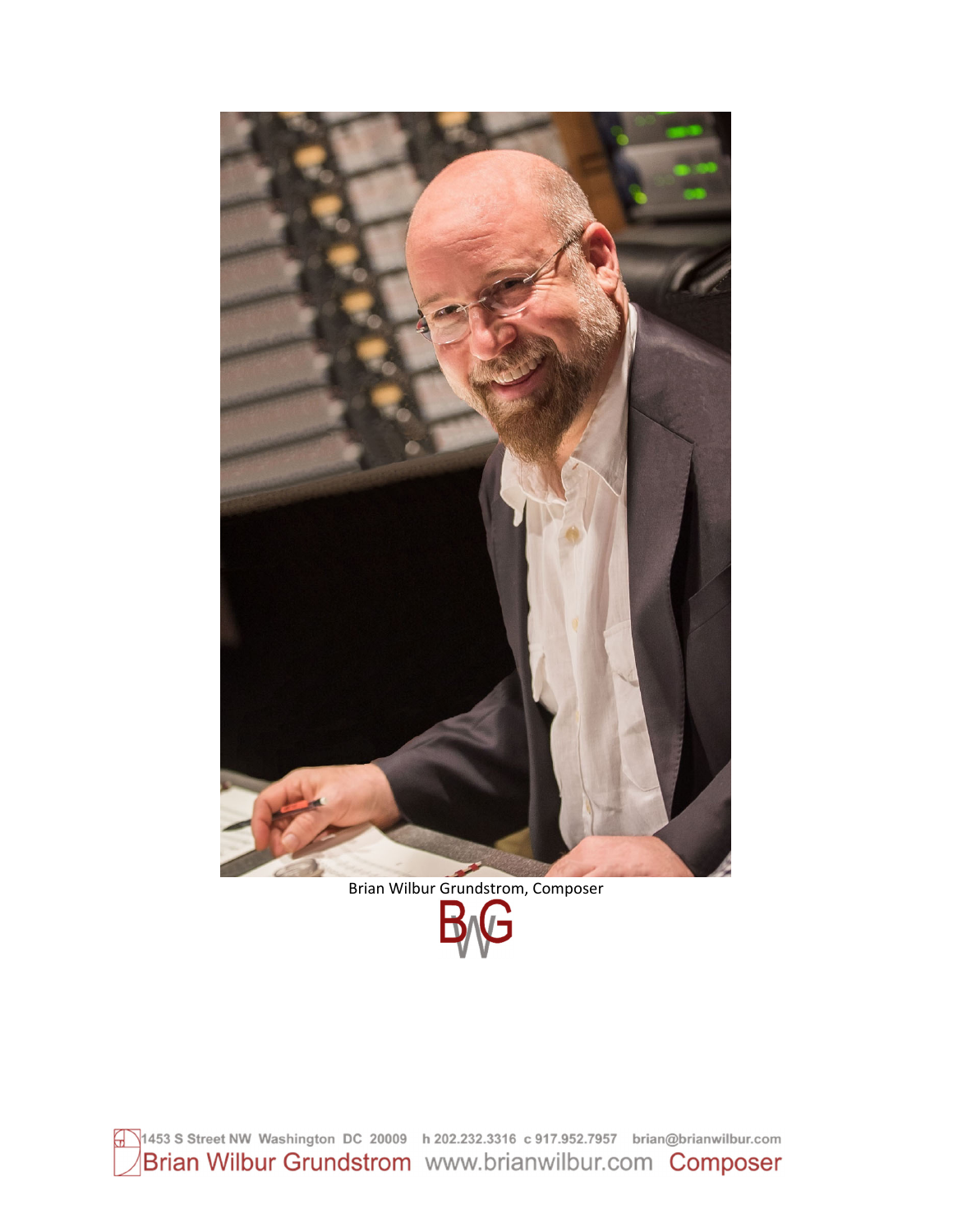Brian Wilbur Grundstrom, Composer

BWG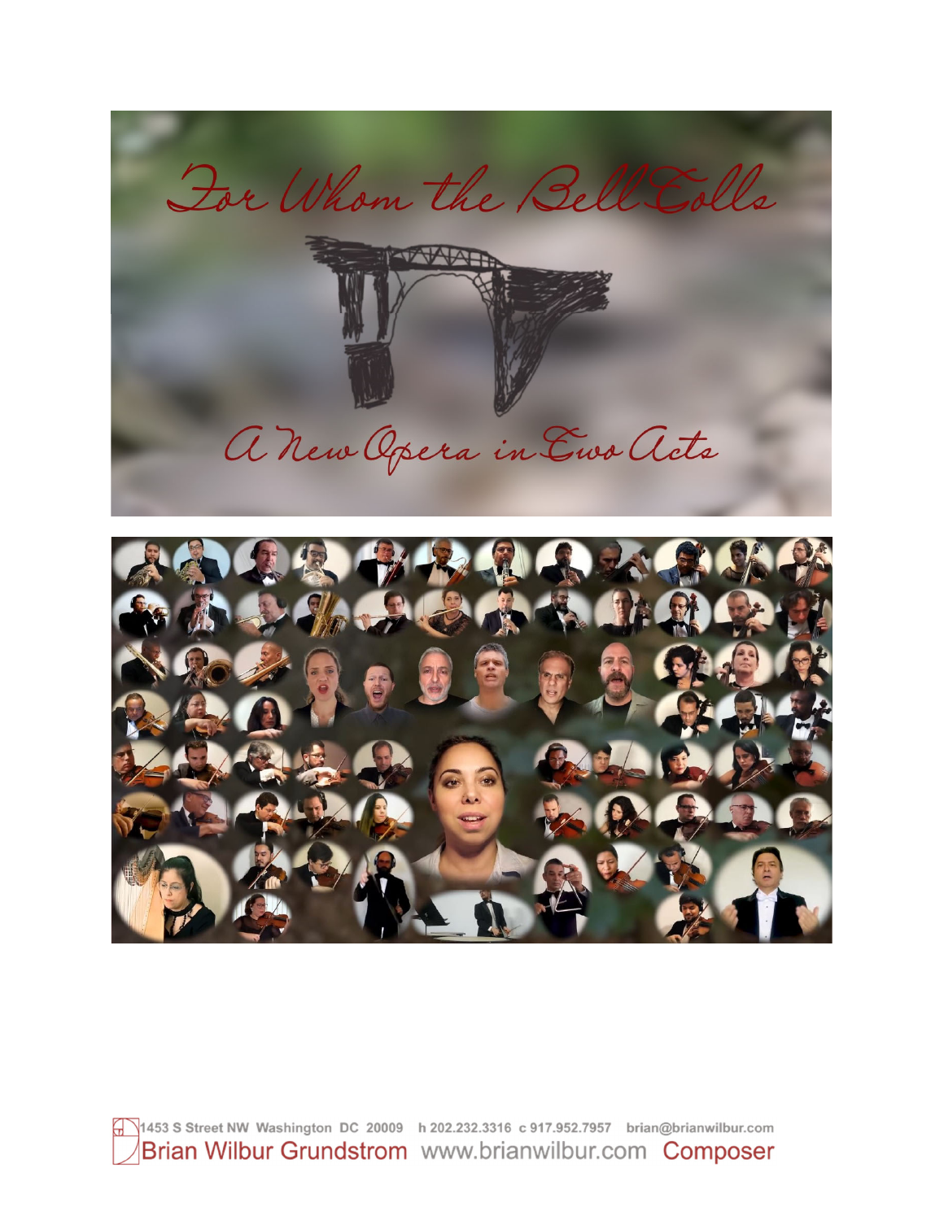# For Whom the Bell Tolls

*A New Opera in Two Acts*

1453 S Street NW Washington DC 20009 h 202.232.3316 c 917.952.7957 brian@brianwilbur.com

**Brian Wilbur Grundstrom** www.brianwilbur.com **Composer**